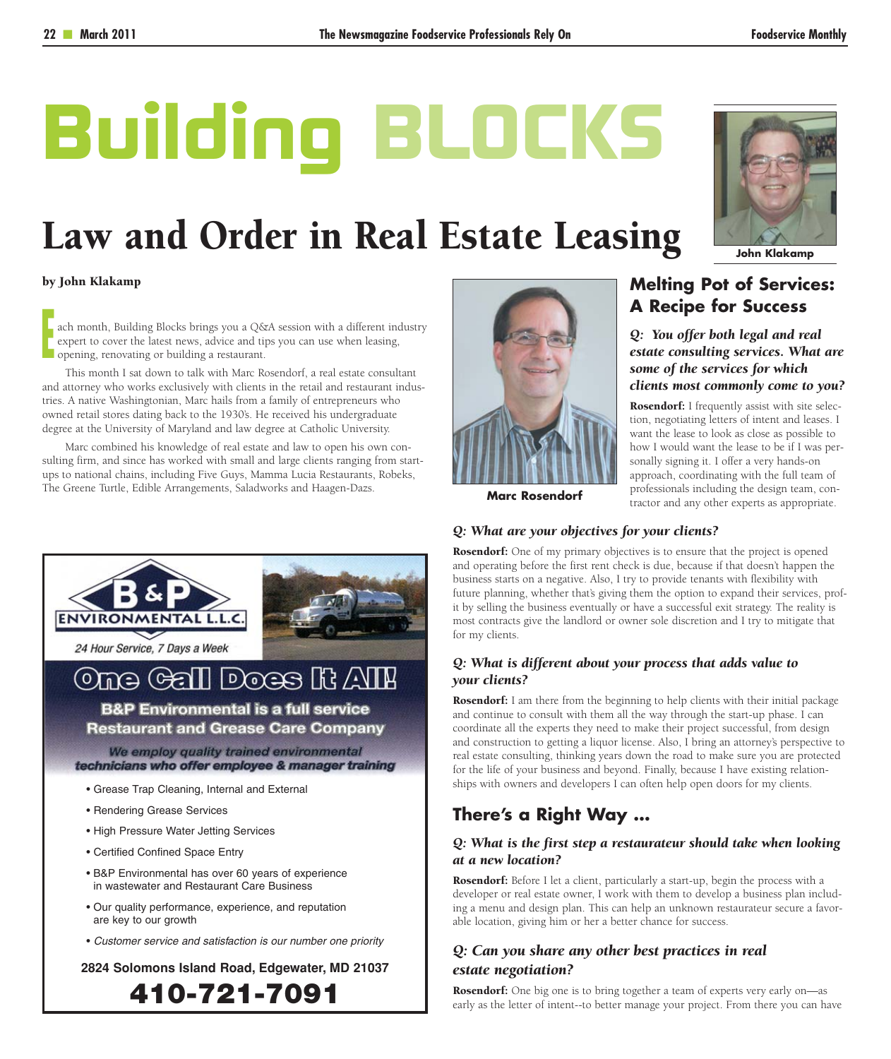# Building BLOCKS

## Law and Order in Real Estate Leasing

John Klakamp

**by John Klakamp**

Each month, Building Blocks brings you a Q&A session with a different industry expert to cover the latest news, advice and tips you can use when leasing, opening, renovating or building a restaurant.

This month I sat down to talk with Marc Rosendorf, a real estate consultant and attorney who works exclusively with clients in the retail and restaurant industries. A native Washingtonian, Marc hails from a family of entrepreneurs who owned retail stores dating back to the 1930's. He received his undergraduate degree at the University of Maryland and law degree at Catholic University.

Marc combined his knowledge of real estate and law to open his own consulting firm, and since has worked with small and large clients ranging from start-ups to national chains, including Five Guys, Mamma Lucia Restaurants, Robeks, The Greene Turtle, Edible Arrangements, Saladworks and Haagen-Dazs.

Marc Rosendorf

### Melting Pot of Services: A Recipe for Success

***Q: You offer both legal and real estate consulting services. What are some of the services for which clients most commonly come to you?***

**Rosendorf:** I frequently assist with site selection, negotiating letters of intent and leases. I want the lease to look as close as possible to how I would want the lease to be if I was personally signing it. I offer a very hands-on approach, coordinating with the full team of professionals including the design team, contractor and any other experts as appropriate.

***Q: What are your objectives for your clients?***

**Rosendorf:** One of my primary objectives is to ensure that the project is opened and operating before the first rent check is due, because if that doesn't happen the business starts on a negative. Also, I try to provide tenants with flexibility with future planning, whether that's giving them the option to expand their services, profit by selling the business eventually or have a successful exit strategy. The reality is most contracts give the landlord or owner sole discretion and I try to mitigate that for my clients.

***Q: What is different about your process that adds value to your clients?***

**Rosendorf:** I am there from the beginning to help clients with their initial package and continue to consult with them all the way through the start-up phase. I can coordinate all the experts they need to make their project successful, from design and construction to getting a liquor license. Also, I bring an attorney's perspective to real estate consulting, thinking years down the road to make sure you are protected for the life of your business and beyond. Finally, because I have existing relationships with owners and developers I can often help open doors for my clients.

### There's a Right Way ...

***Q: What is the first step a restaurateur should take when looking at a new location?***

**Rosendorf:** Before I let a client, particularly a start-up, begin the process with a developer or real estate owner, I work with them to develop a business plan including a menu and design plan. This can help an unknown restaurateur secure a favorable location, giving him or her a better chance for success.

***Q: Can you share any other best practices in real estate negotiation?***

**Rosendorf:** One big one is to bring together a team of experts very early on—as early as the letter of intent--to better manage your project. From there you can have

---

**B&P ENVIRONMENTAL L.L.C.**

24 Hour Service, 7 Days a Week

**One Call Does It All!**

**B&P Environmental is a full service Restaurant and Grease Care Company**

*We employ quality trained environmental technicians who offer employee & manager training*

- Grease Trap Cleaning, Internal and External
- Rendering Grease Services
- High Pressure Water Jetting Services
- Certified Confined Space Entry
- B&P Environmental has over 60 years of experience in wastewater and Restaurant Care Business
- Our quality performance, experience, and reputation are key to our growth
- *Customer service and satisfaction is our number one priority*

**2824 Solomons Island Road, Edgewater, MD 21037**

**410-721-7091**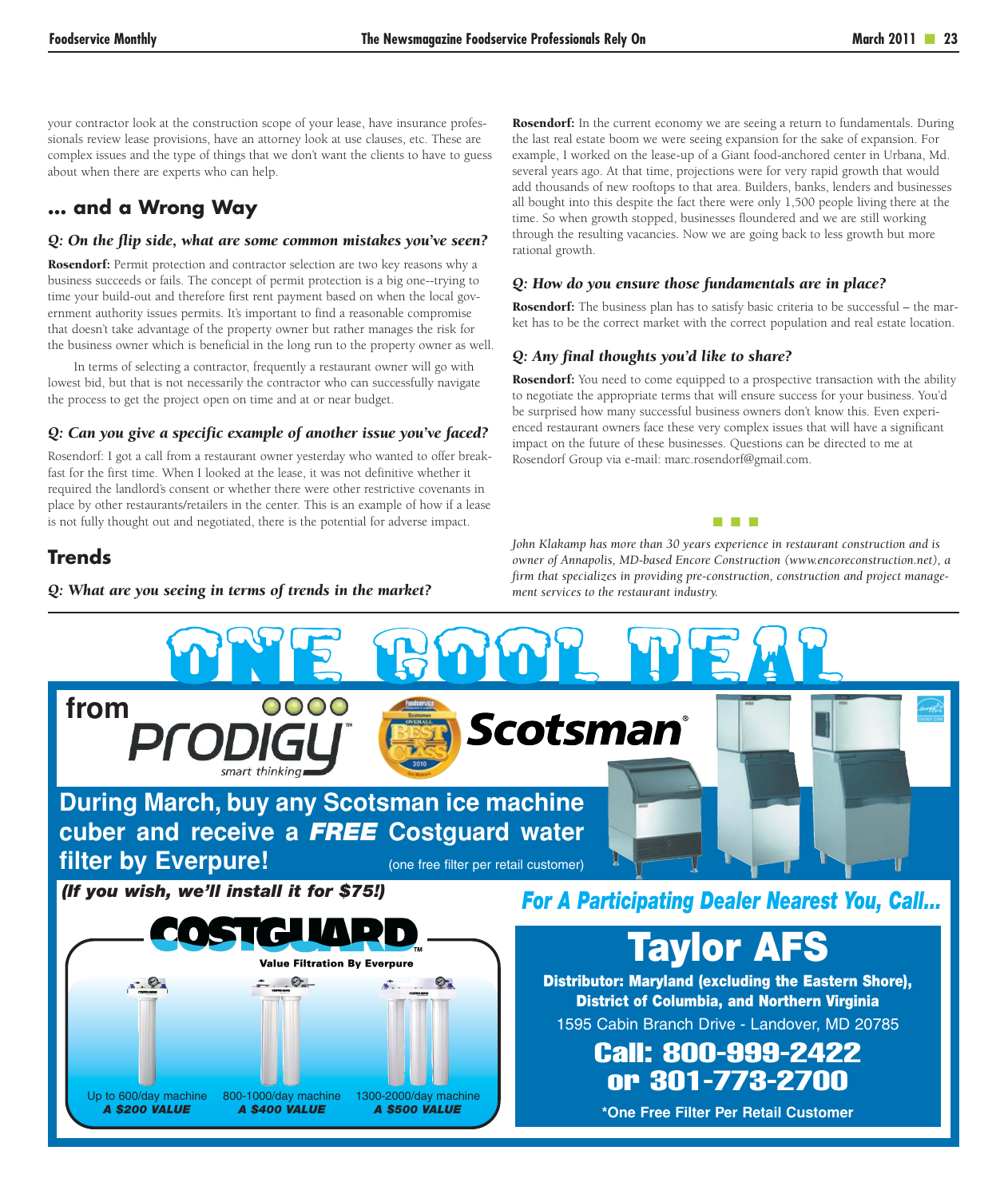your contractor look at the construction scope of your lease, have insurance professionals review lease provisions, have an attorney look at use clauses, etc. These are complex issues and the type of things that we don't want the clients to have to guess about when there are experts who can help.

## ... and a Wrong Way

### *Q: On the flip side, what are some common mistakes you've seen?*

**Rosendorf:** Permit protection and contractor selection are two key reasons why a business succeeds or fails. The concept of permit protection is a big one--trying to time your build-out and therefore first rent payment based on when the local government authority issues permits. It's important to find a reasonable compromise that doesn't take advantage of the property owner but rather manages the risk for the business owner which is beneficial in the long run to the property owner as well.

In terms of selecting a contractor, frequently a restaurant owner will go with lowest bid, but that is not necessarily the contractor who can successfully navigate the process to get the project open on time and at or near budget.

### *Q: Can you give a specific example of another issue you've faced?*

Rosendorf: I got a call from a restaurant owner yesterday who wanted to offer breakfast for the first time. When I looked at the lease, it was not definitive whether it required the landlord's consent or whether there were other restrictive covenants in place by other restaurants/retailers in the center. This is an example of how if a lease is not fully thought out and negotiated, there is the potential for adverse impact.

## Trends

### *Q: What are you seeing in terms of trends in the market?*

**Rosendorf:** In the current economy we are seeing a return to fundamentals. During the last real estate boom we were seeing expansion for the sake of expansion. For example, I worked on the lease-up of a Giant food-anchored center in Urbana, Md. several years ago. At that time, projections were for very rapid growth that would add thousands of new rooftops to that area. Builders, banks, lenders and businesses all bought into this despite the fact there were only 1,500 people living there at the time. So when growth stopped, businesses floundered and we are still working through the resulting vacancies. Now we are going back to less growth but more rational growth.

### *Q: How do you ensure those fundamentals are in place?*

**Rosendorf:** The business plan has to satisfy basic criteria to be successful – the market has to be the correct market with the correct population and real estate location.

### *Q: Any final thoughts you'd like to share?*

**Rosendorf:** You need to come equipped to a prospective transaction with the ability to negotiate the appropriate terms that will ensure success for your business. You'd be surprised how many successful business owners don't know this. Even experienced restaurant owners face these very complex issues that will have a significant impact on the future of these businesses. Questions can be directed to me at Rosendorf Group via e-mail: marc.rosendorf@gmail.com.

■ ■ ■

*John Klakamp has more than 30 years experience in restaurant construction and is owner of Annapolis, MD-based Encore Construction (www.encoreconstruction.net), a firm that specializes in providing pre-construction, construction and project management services to the restaurant industry.*

---

# ONE COOL DEAL

from Prodigy smart thinking — Scotsman®

**During March, buy any Scotsman ice machine cuber and receive a *FREE* Costguard water filter by Everpure!** (one free filter per retail customer)

***(If you wish, we'll install it for $75!)***

**COSTGUARD** Value Filtration By Everpure

Up to 600/day machine — ***A $200 VALUE***

800-1000/day machine — ***A $400 VALUE***

1300-2000/day machine — ***A $500 VALUE***

***For A Participating Dealer Nearest You, Call...***

# Taylor AFS

**Distributor: Maryland (excluding the Eastern Shore), District of Columbia, and Northern Virginia**

1595 Cabin Branch Drive - Landover, MD 20785

**Call: 800-999-2422 or 301-773-2700**

**\*One Free Filter Per Retail Customer**